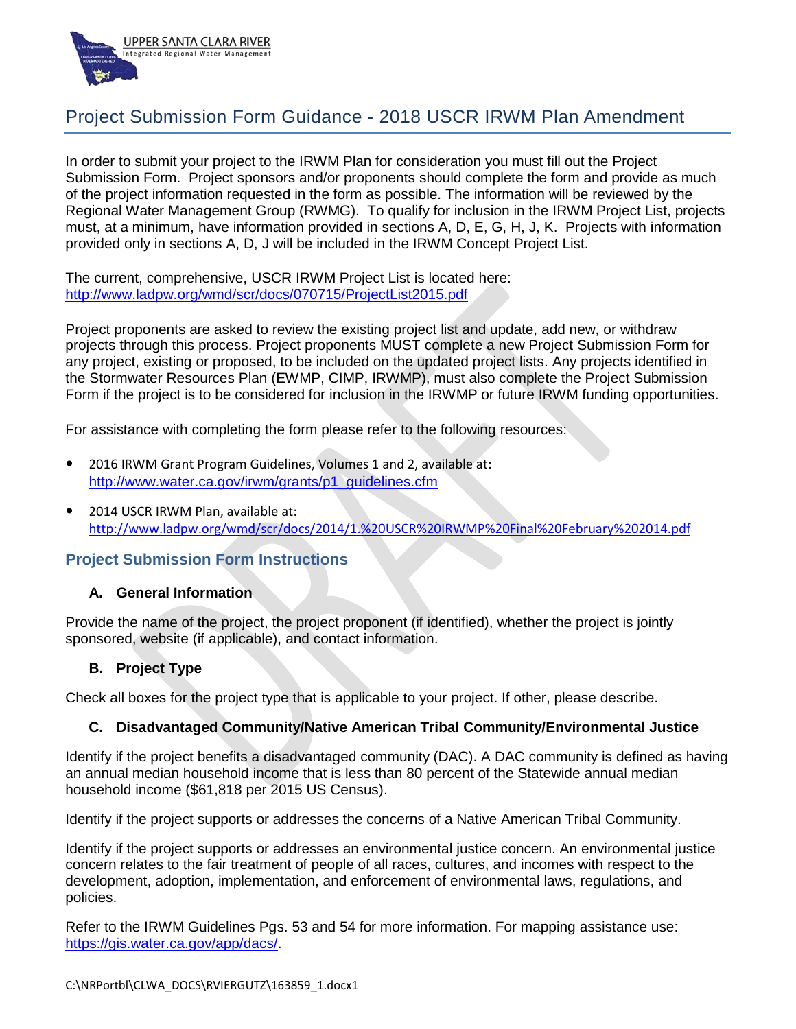# Project Submission Form Guidance - 2018 USCR IRWM Plan Amendment

In order to submit your project to the IRWM Plan for consideration you must fill out the Project Submission Form. Project sponsors and/or proponents should complete the form and provide as much of the project information requested in the form as possible. The information will be reviewed by the Regional Water Management Group (RWMG). To qualify for inclusion in the IRWM Project List, projects must, at a minimum, have information provided in sections A, D, E, G, H, J, K. Projects with information provided only in sections A, D, J will be included in the IRWM Concept Project List.

The current, comprehensive, USCR IRWM Project List is located here:
http://www.ladpw.org/wmd/scr/docs/070715/ProjectList2015.pdf

Project proponents are asked to review the existing project list and update, add new, or withdraw projects through this process. Project proponents MUST complete a new Project Submission Form for any project, existing or proposed, to be included on the updated project lists. Any projects identified in the Stormwater Resources Plan (EWMP, CIMP, IRWMP), must also complete the Project Submission Form if the project is to be considered for inclusion in the IRWMP or future IRWM funding opportunities.

For assistance with completing the form please refer to the following resources:

- 2016 IRWM Grant Program Guidelines, Volumes 1 and 2, available at: http://www.water.ca.gov/irwm/grants/p1_guidelines.cfm
- 2014 USCR IRWM Plan, available at: http://www.ladpw.org/wmd/scr/docs/2014/1.%20USCR%20IRWMP%20Final%20February%202014.pdf

## Project Submission Form Instructions

### A. General Information

Provide the name of the project, the project proponent (if identified), whether the project is jointly sponsored, website (if applicable), and contact information.

### B. Project Type

Check all boxes for the project type that is applicable to your project. If other, please describe.

### C. Disadvantaged Community/Native American Tribal Community/Environmental Justice

Identify if the project benefits a disadvantaged community (DAC). A DAC community is defined as having an annual median household income that is less than 80 percent of the Statewide annual median household income ($61,818 per 2015 US Census).

Identify if the project supports or addresses the concerns of a Native American Tribal Community.

Identify if the project supports or addresses an environmental justice concern. An environmental justice concern relates to the fair treatment of people of all races, cultures, and incomes with respect to the development, adoption, implementation, and enforcement of environmental laws, regulations, and policies.

Refer to the IRWM Guidelines Pgs. 53 and 54 for more information. For mapping assistance use: https://gis.water.ca.gov/app/dacs/.

C:\NRPortbl\CLWA_DOCS\RVIERGUTZ\163859_1.docx1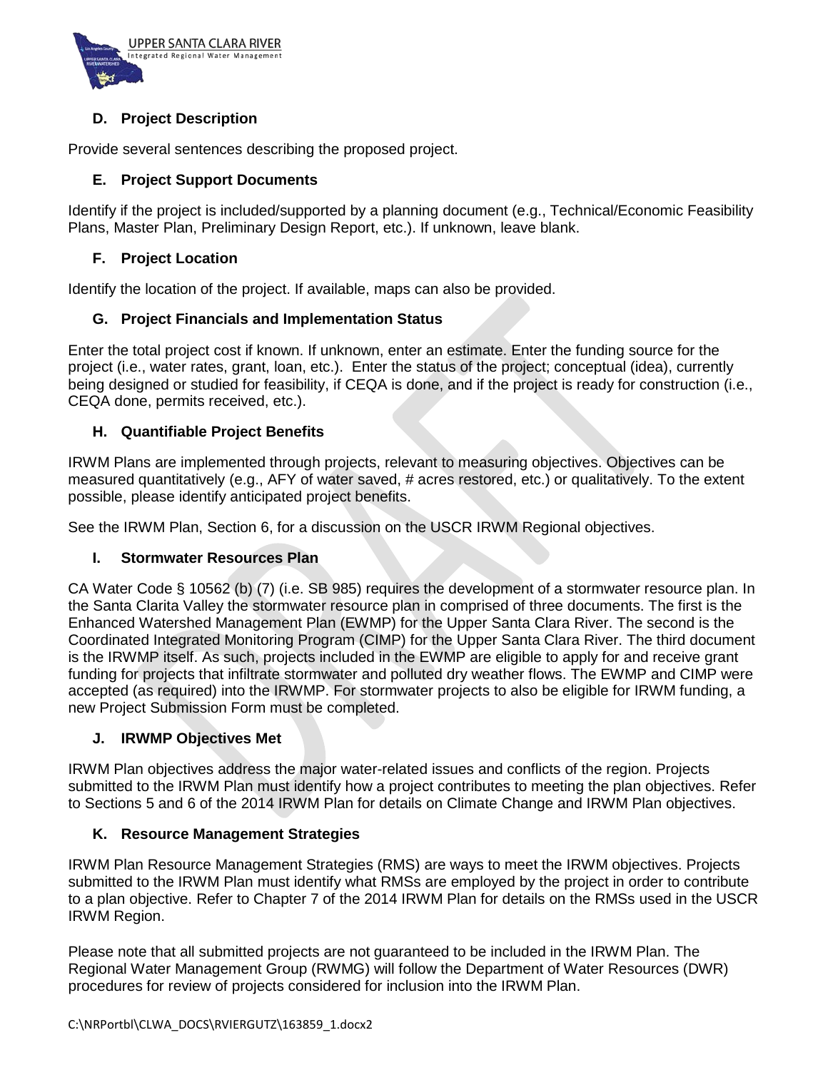### D. Project Description

Provide several sentences describing the proposed project.

### E. Project Support Documents

Identify if the project is included/supported by a planning document (e.g., Technical/Economic Feasibility Plans, Master Plan, Preliminary Design Report, etc.). If unknown, leave blank.

### F. Project Location

Identify the location of the project. If available, maps can also be provided.

### G. Project Financials and Implementation Status

Enter the total project cost if known. If unknown, enter an estimate. Enter the funding source for the project (i.e., water rates, grant, loan, etc.). Enter the status of the project; conceptual (idea), currently being designed or studied for feasibility, if CEQA is done, and if the project is ready for construction (i.e., CEQA done, permits received, etc.).

### H. Quantifiable Project Benefits

IRWM Plans are implemented through projects, relevant to measuring objectives. Objectives can be measured quantitatively (e.g., AFY of water saved, # acres restored, etc.) or qualitatively. To the extent possible, please identify anticipated project benefits.

See the IRWM Plan, Section 6, for a discussion on the USCR IRWM Regional objectives.

### I. Stormwater Resources Plan

CA Water Code § 10562 (b) (7) (i.e. SB 985) requires the development of a stormwater resource plan. In the Santa Clarita Valley the stormwater resource plan in comprised of three documents. The first is the Enhanced Watershed Management Plan (EWMP) for the Upper Santa Clara River. The second is the Coordinated Integrated Monitoring Program (CIMP) for the Upper Santa Clara River. The third document is the IRWMP itself. As such, projects included in the EWMP are eligible to apply for and receive grant funding for projects that infiltrate stormwater and polluted dry weather flows. The EWMP and CIMP were accepted (as required) into the IRWMP. For stormwater projects to also be eligible for IRWM funding, a new Project Submission Form must be completed.

### J. IRWMP Objectives Met

IRWM Plan objectives address the major water-related issues and conflicts of the region. Projects submitted to the IRWM Plan must identify how a project contributes to meeting the plan objectives. Refer to Sections 5 and 6 of the 2014 IRWM Plan for details on Climate Change and IRWM Plan objectives.

### K. Resource Management Strategies

IRWM Plan Resource Management Strategies (RMS) are ways to meet the IRWM objectives. Projects submitted to the IRWM Plan must identify what RMSs are employed by the project in order to contribute to a plan objective. Refer to Chapter 7 of the 2014 IRWM Plan for details on the RMSs used in the USCR IRWM Region.

Please note that all submitted projects are not guaranteed to be included in the IRWM Plan. The Regional Water Management Group (RWMG) will follow the Department of Water Resources (DWR) procedures for review of projects considered for inclusion into the IRWM Plan.